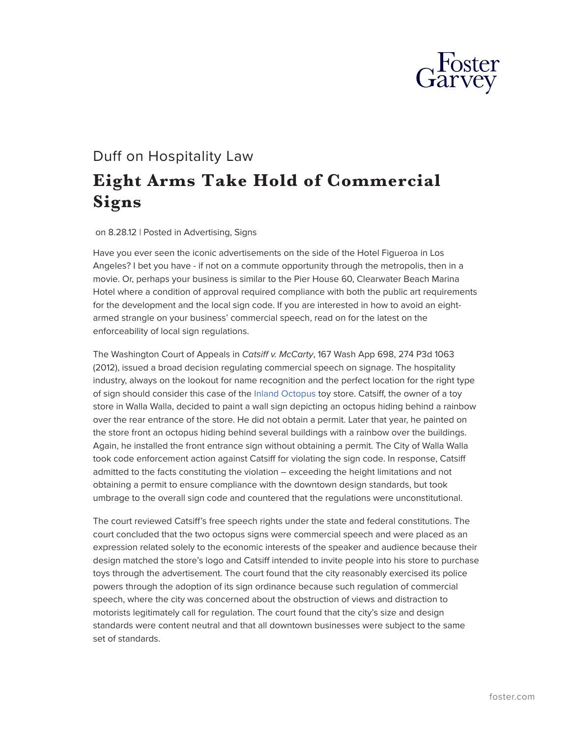Duff on Hospitality Law

# Eight Arms Take Hold of Commercial Signs

on 8.28.12 | Posted in Advertising, Signs

Have you ever seen the iconic advertisements on the side of the Hotel Figueroa in Los Angeles? I bet you have - if not on a commute opportunity through the metropolis, then in a movie. Or, perhaps your business is similar to the Pier House 60, Clearwater Beach Marina Hotel where a condition of approval required compliance with both the public art requirements for the development and the local sign code. If you are interested in how to avoid an eight-armed strangle on your business' commercial speech, read on for the latest on the enforceability of local sign regulations.

The Washington Court of Appeals in *Catsiff v. McCarty*, 167 Wash App 698, 274 P3d 1063 (2012), issued a broad decision regulating commercial speech on signage. The hospitality industry, always on the lookout for name recognition and the perfect location for the right type of sign should consider this case of the Inland Octopus toy store. Catsiff, the owner of a toy store in Walla Walla, decided to paint a wall sign depicting an octopus hiding behind a rainbow over the rear entrance of the store. He did not obtain a permit. Later that year, he painted on the store front an octopus hiding behind several buildings with a rainbow over the buildings. Again, he installed the front entrance sign without obtaining a permit. The City of Walla Walla took code enforcement action against Catsiff for violating the sign code. In response, Catsiff admitted to the facts constituting the violation – exceeding the height limitations and not obtaining a permit to ensure compliance with the downtown design standards, but took umbrage to the overall sign code and countered that the regulations were unconstitutional.

The court reviewed Catsiff's free speech rights under the state and federal constitutions. The court concluded that the two octopus signs were commercial speech and were placed as an expression related solely to the economic interests of the speaker and audience because their design matched the store's logo and Catsiff intended to invite people into his store to purchase toys through the advertisement. The court found that the city reasonably exercised its police powers through the adoption of its sign ordinance because such regulation of commercial speech, where the city was concerned about the obstruction of views and distraction to motorists legitimately call for regulation. The court found that the city's size and design standards were content neutral and that all downtown businesses were subject to the same set of standards.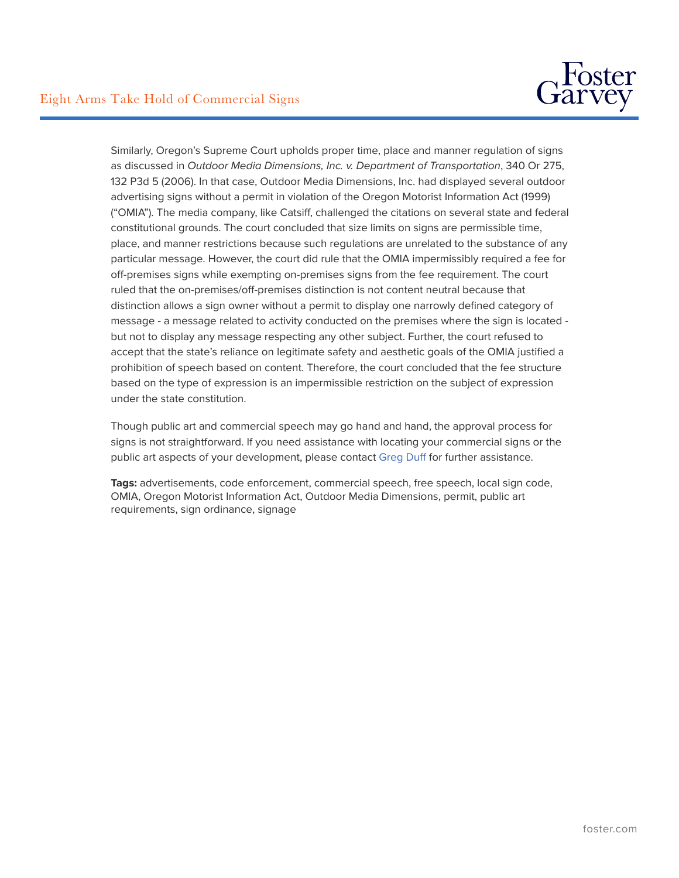Similarly, Oregon's Supreme Court upholds proper time, place and manner regulation of signs as discussed in *Outdoor Media Dimensions, Inc. v. Department of Transportation*, 340 Or 275, 132 P3d 5 (2006). In that case, Outdoor Media Dimensions, Inc. had displayed several outdoor advertising signs without a permit in violation of the Oregon Motorist Information Act (1999) ("OMIA"). The media company, like Catsiff, challenged the citations on several state and federal constitutional grounds. The court concluded that size limits on signs are permissible time, place, and manner restrictions because such regulations are unrelated to the substance of any particular message. However, the court did rule that the OMIA impermissibly required a fee for off-premises signs while exempting on-premises signs from the fee requirement. The court ruled that the on-premises/off-premises distinction is not content neutral because that distinction allows a sign owner without a permit to display one narrowly defined category of message - a message related to activity conducted on the premises where the sign is located - but not to display any message respecting any other subject. Further, the court refused to accept that the state's reliance on legitimate safety and aesthetic goals of the OMIA justified a prohibition of speech based on content. Therefore, the court concluded that the fee structure based on the type of expression is an impermissible restriction on the subject of expression under the state constitution.

Though public art and commercial speech may go hand and hand, the approval process for signs is not straightforward. If you need assistance with locating your commercial signs or the public art aspects of your development, please contact Greg Duff for further assistance.

**Tags:** advertisements, code enforcement, commercial speech, free speech, local sign code, OMIA, Oregon Motorist Information Act, Outdoor Media Dimensions, permit, public art requirements, sign ordinance, signage